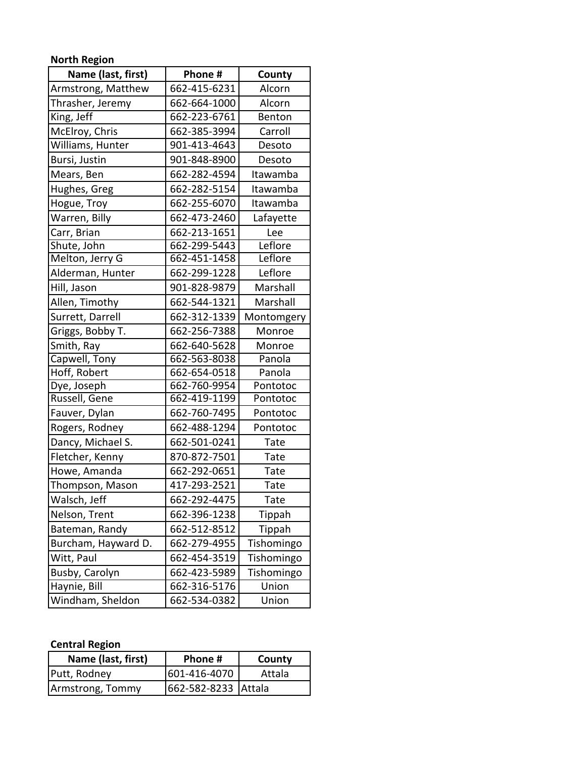**North Region**

| Name (last, first) | Phone # | County |
|---|---|---|
| Armstrong, Matthew | 662-415-6231 | Alcorn |
| Thrasher, Jeremy | 662-664-1000 | Alcorn |
| King, Jeff | 662-223-6761 | Benton |
| McElroy, Chris | 662-385-3994 | Carroll |
| Williams, Hunter | 901-413-4643 | Desoto |
| Bursi, Justin | 901-848-8900 | Desoto |
| Mears, Ben | 662-282-4594 | Itawamba |
| Hughes, Greg | 662-282-5154 | Itawamba |
| Hogue, Troy | 662-255-6070 | Itawamba |
| Warren, Billy | 662-473-2460 | Lafayette |
| Carr, Brian | 662-213-1651 | Lee |
| Shute, John | 662-299-5443 | Leflore |
| Melton, Jerry G | 662-451-1458 | Leflore |
| Alderman, Hunter | 662-299-1228 | Leflore |
| Hill, Jason | 901-828-9879 | Marshall |
| Allen, Timothy | 662-544-1321 | Marshall |
| Surrett, Darrell | 662-312-1339 | Montomgery |
| Griggs, Bobby T. | 662-256-7388 | Monroe |
| Smith, Ray | 662-640-5628 | Monroe |
| Capwell, Tony | 662-563-8038 | Panola |
| Hoff, Robert | 662-654-0518 | Panola |
| Dye, Joseph | 662-760-9954 | Pontotoc |
| Russell, Gene | 662-419-1199 | Pontotoc |
| Fauver, Dylan | 662-760-7495 | Pontotoc |
| Rogers, Rodney | 662-488-1294 | Pontotoc |
| Dancy, Michael S. | 662-501-0241 | Tate |
| Fletcher, Kenny | 870-872-7501 | Tate |
| Howe, Amanda | 662-292-0651 | Tate |
| Thompson, Mason | 417-293-2521 | Tate |
| Walsch, Jeff | 662-292-4475 | Tate |
| Nelson, Trent | 662-396-1238 | Tippah |
| Bateman, Randy | 662-512-8512 | Tippah |
| Burcham, Hayward D. | 662-279-4955 | Tishomingo |
| Witt, Paul | 662-454-3519 | Tishomingo |
| Busby, Carolyn | 662-423-5989 | Tishomingo |
| Haynie, Bill | 662-316-5176 | Union |
| Windham, Sheldon | 662-534-0382 | Union |

**Central Region**

| Name (last, first) | Phone # | County |
|---|---|---|
| Putt, Rodney | 601-416-4070 | Attala |
| Armstrong, Tommy | 662-582-8233 | Attala |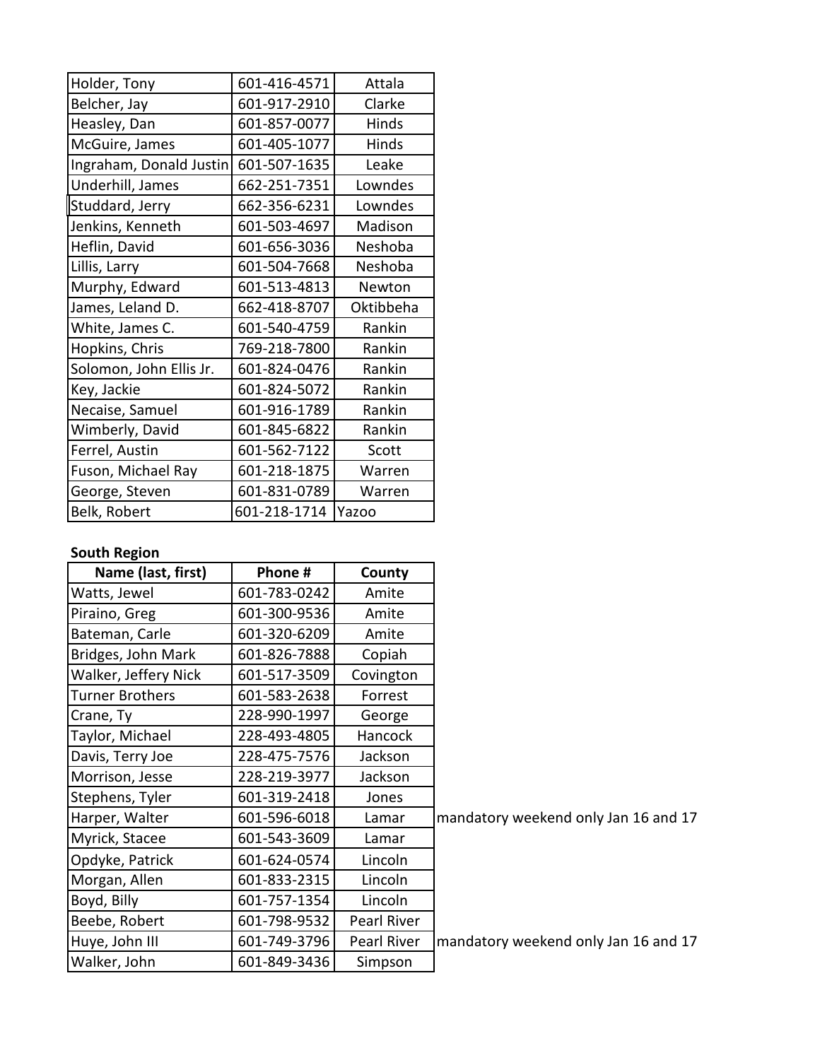| | | |
|---|---|---|
| Holder, Tony | 601-416-4571 | Attala |
| Belcher, Jay | 601-917-2910 | Clarke |
| Heasley, Dan | 601-857-0077 | Hinds |
| McGuire, James | 601-405-1077 | Hinds |
| Ingraham, Donald Justin | 601-507-1635 | Leake |
| Underhill, James | 662-251-7351 | Lowndes |
| Studdard, Jerry | 662-356-6231 | Lowndes |
| Jenkins, Kenneth | 601-503-4697 | Madison |
| Heflin, David | 601-656-3036 | Neshoba |
| Lillis, Larry | 601-504-7668 | Neshoba |
| Murphy, Edward | 601-513-4813 | Newton |
| James, Leland D. | 662-418-8707 | Oktibbeha |
| White, James C. | 601-540-4759 | Rankin |
| Hopkins, Chris | 769-218-7800 | Rankin |
| Solomon, John Ellis Jr. | 601-824-0476 | Rankin |
| Key, Jackie | 601-824-5072 | Rankin |
| Necaise, Samuel | 601-916-1789 | Rankin |
| Wimberly, David | 601-845-6822 | Rankin |
| Ferrel, Austin | 601-562-7122 | Scott |
| Fuson, Michael Ray | 601-218-1875 | Warren |
| George, Steven | 601-831-0789 | Warren |
| Belk, Robert | 601-218-1714 | Yazoo |

**South Region**

| Name (last, first) | Phone # | County | |
|---|---|---|---|
| Watts, Jewel | 601-783-0242 | Amite | |
| Piraino, Greg | 601-300-9536 | Amite | |
| Bateman, Carle | 601-320-6209 | Amite | |
| Bridges, John Mark | 601-826-7888 | Copiah | |
| Walker, Jeffery Nick | 601-517-3509 | Covington | |
| Turner Brothers | 601-583-2638 | Forrest | |
| Crane, Ty | 228-990-1997 | George | |
| Taylor, Michael | 228-493-4805 | Hancock | |
| Davis, Terry Joe | 228-475-7576 | Jackson | |
| Morrison, Jesse | 228-219-3977 | Jackson | |
| Stephens, Tyler | 601-319-2418 | Jones | |
| Harper, Walter | 601-596-6018 | Lamar | mandatory weekend only Jan 16 and 17 |
| Myrick, Stacee | 601-543-3609 | Lamar | |
| Opdyke, Patrick | 601-624-0574 | Lincoln | |
| Morgan, Allen | 601-833-2315 | Lincoln | |
| Boyd, Billy | 601-757-1354 | Lincoln | |
| Beebe, Robert | 601-798-9532 | Pearl River | |
| Huye, John III | 601-749-3796 | Pearl River | mandatory weekend only Jan 16 and 17 |
| Walker, John | 601-849-3436 | Simpson | |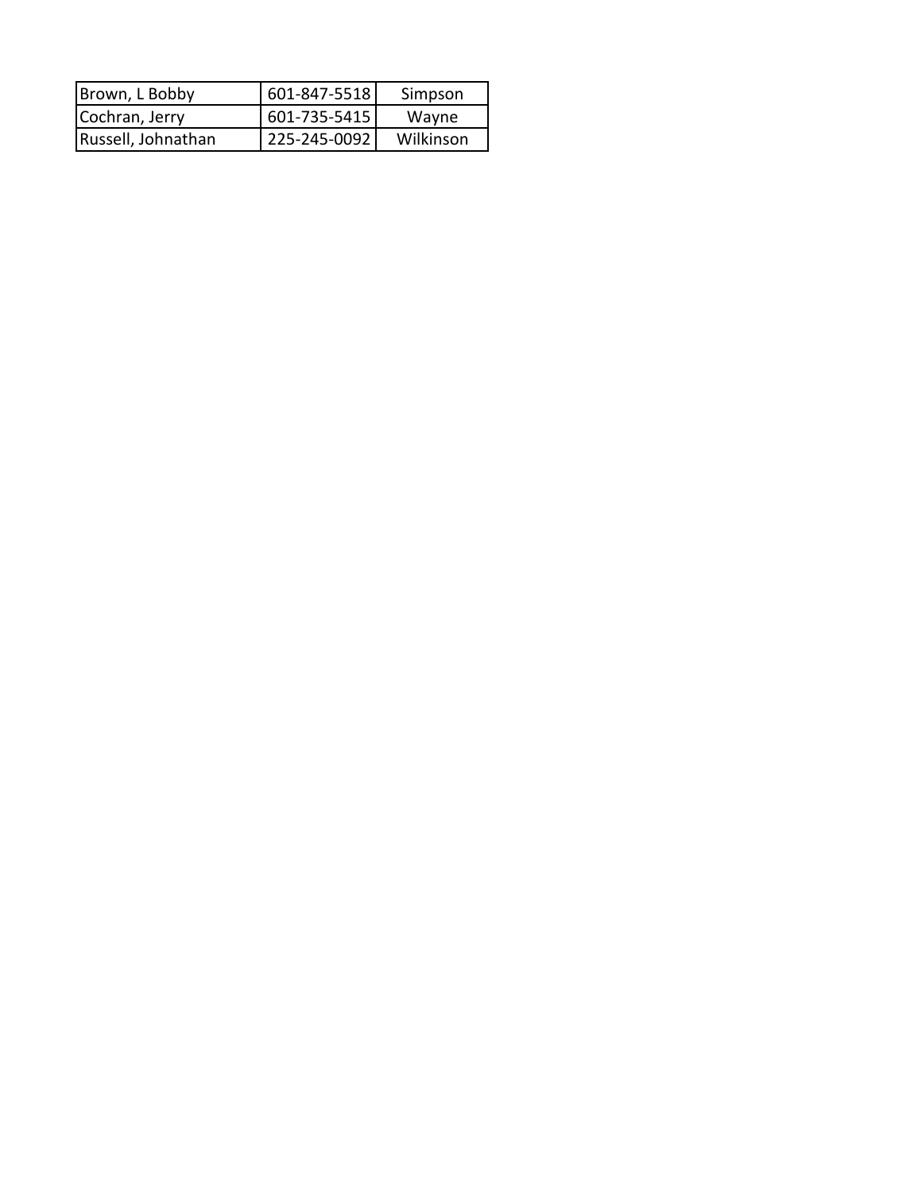| | | |
|---|---|---|
| Brown, L Bobby | 601-847-5518 | Simpson |
| Cochran, Jerry | 601-735-5415 | Wayne |
| Russell, Johnathan | 225-245-0092 | Wilkinson |